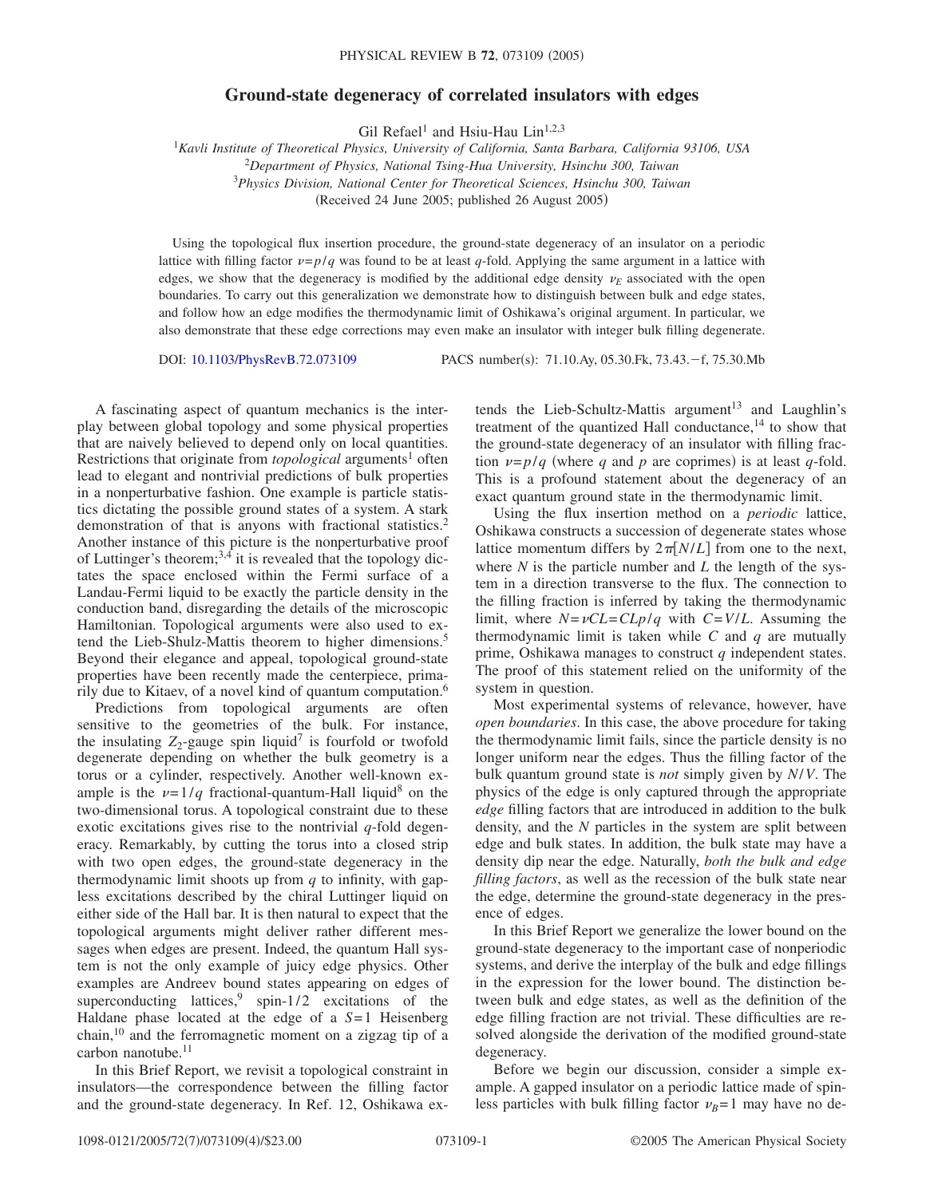# Ground-state degeneracy of correlated insulators with edges

Gil Refael[1] and Hsiu-Hau Lin[1,2,3]

[1]*Kavli Institute of Theoretical Physics, University of California, Santa Barbara, California 93106, USA*
[2]*Department of Physics, National Tsing-Hua University, Hsinchu 300, Taiwan*
[3]*Physics Division, National Center for Theoretical Sciences, Hsinchu 300, Taiwan*
(Received 24 June 2005; published 26 August 2005)

Using the topological flux insertion procedure, the ground-state degeneracy of an insulator on a periodic lattice with filling factor $\nu=p/q$ was found to be at least $q$-fold. Applying the same argument in a lattice with edges, we show that the degeneracy is modified by the additional edge density $\nu_E$ associated with the open boundaries. To carry out this generalization we demonstrate how to distinguish between bulk and edge states, and follow how an edge modifies the thermodynamic limit of Oshikawa's original argument. In particular, we also demonstrate that these edge corrections may even make an insulator with integer bulk filling degenerate.

DOI: 10.1103/PhysRevB.72.073109 PACS number(s): 71.10.Ay, 05.30.Fk, 73.43.−f, 75.30.Mb

A fascinating aspect of quantum mechanics is the interplay between global topology and some physical properties that are naively believed to depend only on local quantities. Restrictions that originate from *topological* arguments[1] often lead to elegant and nontrivial predictions of bulk properties in a nonperturbative fashion. One example is particle statistics dictating the possible ground states of a system. A stark demonstration of that is anyons with fractional statistics.[2] Another instance of this picture is the nonperturbative proof of Luttinger's theorem;[3,4] it is revealed that the topology dictates the space enclosed within the Fermi surface of a Landau-Fermi liquid to be exactly the particle density in the conduction band, disregarding the details of the microscopic Hamiltonian. Topological arguments were also used to extend the Lieb-Shulz-Mattis theorem to higher dimensions.[5] Beyond their elegance and appeal, topological ground-state properties have been recently made the centerpiece, primarily due to Kitaev, of a novel kind of quantum computation.[6]

Predictions from topological arguments are often sensitive to the geometries of the bulk. For instance, the insulating $Z_2$-gauge spin liquid[7] is fourfold or twofold degenerate depending on whether the bulk geometry is a torus or a cylinder, respectively. Another well-known example is the $\nu=1/q$ fractional-quantum-Hall liquid[8] on the two-dimensional torus. A topological constraint due to these exotic excitations gives rise to the nontrivial $q$-fold degeneracy. Remarkably, by cutting the torus into a closed strip with two open edges, the ground-state degeneracy in the thermodynamic limit shoots up from $q$ to infinity, with gapless excitations described by the chiral Luttinger liquid on either side of the Hall bar. It is then natural to expect that the topological arguments might deliver rather different messages when edges are present. Indeed, the quantum Hall system is not the only example of juicy edge physics. Other examples are Andreev bound states appearing on edges of superconducting lattices,[9] spin-1/2 excitations of the Haldane phase located at the edge of a $S=1$ Heisenberg chain,[10] and the ferromagnetic moment on a zigzag tip of a carbon nanotube.[11]

In this Brief Report, we revisit a topological constraint in insulators—the correspondence between the filling factor and the ground-state degeneracy. In Ref. 12, Oshikawa extends the Lieb-Schultz-Mattis argument[13] and Laughlin's treatment of the quantized Hall conductance,[14] to show that the ground-state degeneracy of an insulator with filling fraction $\nu=p/q$ (where $q$ and $p$ are coprimes) is at least $q$-fold. This is a profound statement about the degeneracy of an exact quantum ground state in the thermodynamic limit.

Using the flux insertion method on a *periodic* lattice, Oshikawa constructs a succession of degenerate states whose lattice momentum differs by $2\pi[N/L]$ from one to the next, where $N$ is the particle number and $L$ the length of the system in a direction transverse to the flux. The connection to the filling fraction is inferred by taking the thermodynamic limit, where $N=\nu CL=CLp/q$ with $C=V/L$. Assuming the thermodynamic limit is taken while $C$ and $q$ are mutually prime, Oshikawa manages to construct $q$ independent states. The proof of this statement relied on the uniformity of the system in question.

Most experimental systems of relevance, however, have *open boundaries*. In this case, the above procedure for taking the thermodynamic limit fails, since the particle density is no longer uniform near the edges. Thus the filling factor of the bulk quantum ground state is *not* simply given by $N/V$. The physics of the edge is only captured through the appropriate *edge* filling factors that are introduced in addition to the bulk density, and the $N$ particles in the system are split between edge and bulk states. In addition, the bulk state may have a density dip near the edge. Naturally, *both the bulk and edge filling factors*, as well as the recession of the bulk state near the edge, determine the ground-state degeneracy in the presence of edges.

In this Brief Report we generalize the lower bound on the ground-state degeneracy to the important case of nonperiodic systems, and derive the interplay of the bulk and edge fillings in the expression for the lower bound. The distinction between bulk and edge states, as well as the definition of the edge filling fraction are not trivial. These difficulties are resolved alongside the derivation of the modified ground-state degeneracy.

Before we begin our discussion, consider a simple example. A gapped insulator on a periodic lattice made of spinless particles with bulk filling factor $\nu_B=1$ may have no de-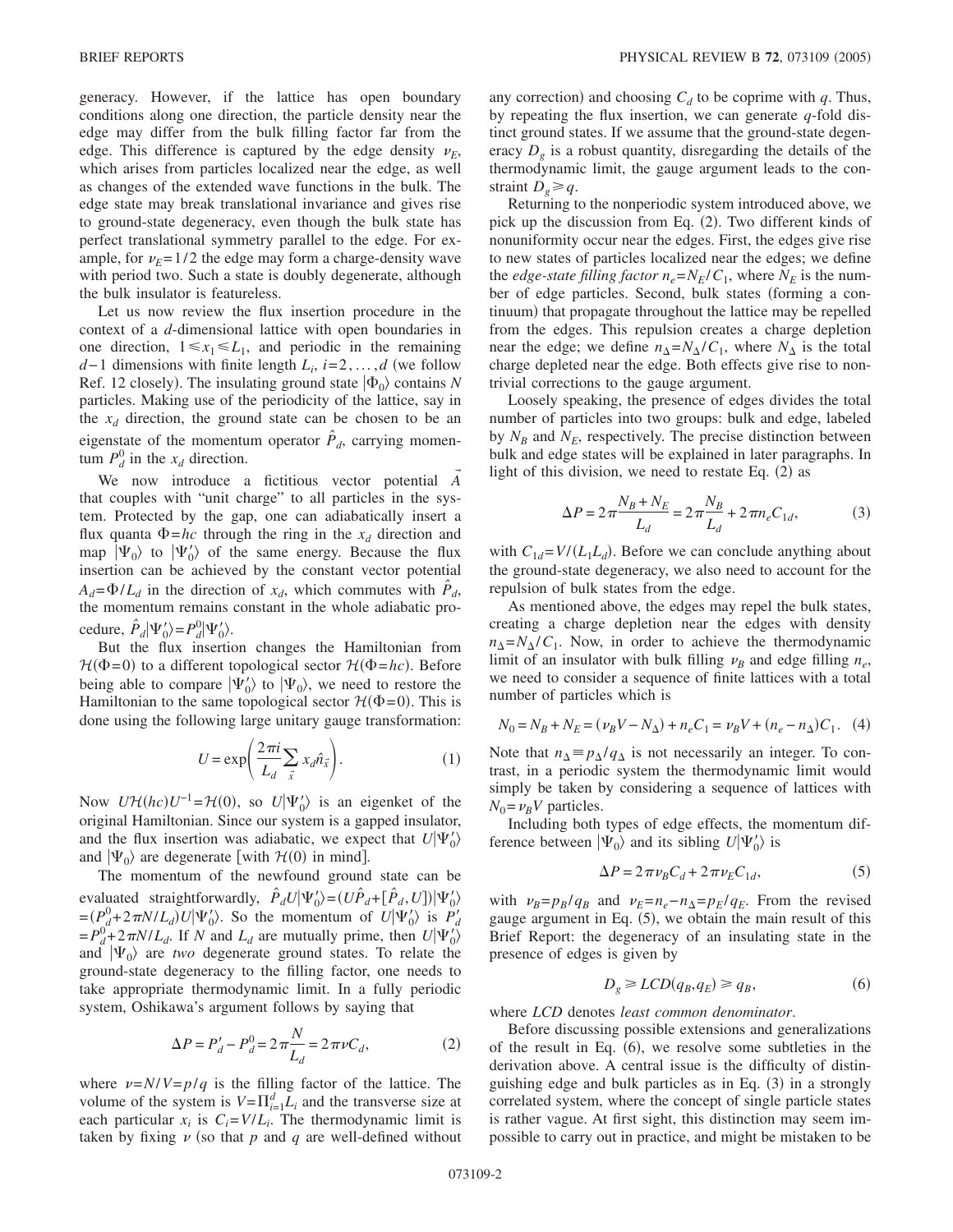generacy. However, if the lattice has open boundary conditions along one direction, the particle density near the edge may differ from the bulk filling factor far from the edge. This difference is captured by the edge density $\nu_E$, which arises from particles localized near the edge, as well as changes of the extended wave functions in the bulk. The edge state may break translational invariance and gives rise to ground-state degeneracy, even though the bulk state has perfect translational symmetry parallel to the edge. For example, for $\nu_E = 1/2$ the edge may form a charge-density wave with period two. Such a state is doubly degenerate, although the bulk insulator is featureless.

Let us now review the flux insertion procedure in the context of a $d$-dimensional lattice with open boundaries in one direction, $1 \leq x_1 \leq L_1$, and periodic in the remaining $d-1$ dimensions with finite length $L_i$, $i=2,\ldots,d$ (we follow Ref. 12 closely). The insulating ground state $|\Phi_0\rangle$ contains $N$ particles. Making use of the periodicity of the lattice, say in the $x_d$ direction, the ground state can be chosen to be an eigenstate of the momentum operator $\hat{P}_d$, carrying momentum $P_d^0$ in the $x_d$ direction.

We now introduce a fictitious vector potential $\vec{A}$ that couples with "unit charge" to all particles in the system. Protected by the gap, one can adiabatically insert a flux quanta $\Phi = hc$ through the ring in the $x_d$ direction and map $|\Psi_0\rangle$ to $|\Psi_0'\rangle$ of the same energy. Because the flux insertion can be achieved by the constant vector potential $A_d = \Phi/L_d$ in the direction of $x_d$, which commutes with $\hat{P}_d$, the momentum remains constant in the whole adiabatic procedure, $\hat{P}_d|\Psi_0'\rangle = P_d^0|\Psi_0'\rangle$.

But the flux insertion changes the Hamiltonian from $\mathcal{H}(\Phi=0)$ to a different topological sector $\mathcal{H}(\Phi=hc)$. Before being able to compare $|\Psi_0'\rangle$ to $|\Psi_0\rangle$, we need to restore the Hamiltonian to the same topological sector $\mathcal{H}(\Phi=0)$. This is done using the following large unitary gauge transformation:

$$U = \exp\left(\frac{2\pi i}{L_d}\sum_{\vec{x}} x_d \hat{n}_{\vec{x}}\right). \quad (1)$$

Now $U\mathcal{H}(hc)U^{-1} = \mathcal{H}(0)$, so $U|\Psi_0'\rangle$ is an eigenket of the original Hamiltonian. Since our system is a gapped insulator, and the flux insertion was adiabatic, we expect that $U|\Psi_0'\rangle$ and $|\Psi_0\rangle$ are degenerate [with $\mathcal{H}(0)$ in mind].

The momentum of the newfound ground state can be evaluated straightforwardly, $\hat{P}_d U|\Psi_0'\rangle = (U\hat{P}_d + [\hat{P}_d, U])|\Psi_0'\rangle = (P_d^0 + 2\pi N/L_d)U|\Psi_0'\rangle$. So the momentum of $U|\Psi_0'\rangle$ is $P_d' = P_d^0 + 2\pi N/L_d$. If $N$ and $L_d$ are mutually prime, then $U|\Psi_0'\rangle$ and $|\Psi_0\rangle$ are *two* degenerate ground states. To relate the ground-state degeneracy to the filling factor, one needs to take appropriate thermodynamic limit. In a fully periodic system, Oshikawa's argument follows by saying that

$$\Delta P = P_d' - P_d^0 = 2\pi\frac{N}{L_d} = 2\pi\nu C_d, \quad (2)$$

where $\nu = N/V = p/q$ is the filling factor of the lattice. The volume of the system is $V = \Pi_{i=1}^{d} L_i$ and the transverse size at each particular $x_i$ is $C_i = V/L_i$. The thermodynamic limit is taken by fixing $\nu$ (so that $p$ and $q$ are well-defined without any correction) and choosing $C_d$ to be coprime with $q$. Thus, by repeating the flux insertion, we can generate $q$-fold distinct ground states. If we assume that the ground-state degeneracy $D_g$ is a robust quantity, disregarding the details of the thermodynamic limit, the gauge argument leads to the constraint $D_g \geq q$.

Returning to the nonperiodic system introduced above, we pick up the discussion from Eq. (2). Two different kinds of nonuniformity occur near the edges. First, the edges give rise to new states of particles localized near the edges; we define the *edge-state filling factor* $n_e = N_E/C_1$, where $N_E$ is the number of edge particles. Second, bulk states (forming a continuum) that propagate throughout the lattice may be repelled from the edges. This repulsion creates a charge depletion near the edge; we define $n_\Delta = N_\Delta/C_1$, where $N_\Delta$ is the total charge depleted near the edge. Both effects give rise to nontrivial corrections to the gauge argument.

Loosely speaking, the presence of edges divides the total number of particles into two groups: bulk and edge, labeled by $N_B$ and $N_E$, respectively. The precise distinction between bulk and edge states will be explained in later paragraphs. In light of this division, we need to restate Eq. (2) as

$$\Delta P = 2\pi\frac{N_B + N_E}{L_d} = 2\pi\frac{N_B}{L_d} + 2\pi n_e C_{1d}, \quad (3)$$

with $C_{1d} = V/(L_1 L_d)$. Before we can conclude anything about the ground-state degeneracy, we also need to account for the repulsion of bulk states from the edge.

As mentioned above, the edges may repel the bulk states, creating a charge depletion near the edges with density $n_\Delta = N_\Delta/C_1$. Now, in order to achieve the thermodynamic limit of an insulator with bulk filling $\nu_B$ and edge filling $n_e$, we need to consider a sequence of finite lattices with a total number of particles which is

$$N_0 = N_B + N_E = (\nu_B V - N_\Delta) + n_e C_1 = \nu_B V + (n_e - n_\Delta)C_1. \quad (4)$$

Note that $n_\Delta \equiv p_\Delta/q_\Delta$ is not necessarily an integer. To contrast, in a periodic system the thermodynamic limit would simply be taken by considering a sequence of lattices with $N_0 = \nu_B V$ particles.

Including both types of edge effects, the momentum difference between $|\Psi_0\rangle$ and its sibling $U|\Psi_0'\rangle$ is

$$\Delta P = 2\pi\nu_B C_d + 2\pi\nu_E C_{1d}, \quad (5)$$

with $\nu_B = p_B/q_B$ and $\nu_E = n_e - n_\Delta = p_E/q_E$. From the revised gauge argument in Eq. (5), we obtain the main result of this Brief Report: the degeneracy of an insulating state in the presence of edges is given by

$$D_g \geq LCD(q_B, q_E) \geq q_B, \quad (6)$$

where *LCD* denotes *least common denominator*.

Before discussing possible extensions and generalizations of the result in Eq. (6), we resolve some subtleties in the derivation above. A central issue is the difficulty of distinguishing edge and bulk particles as in Eq. (3) in a strongly correlated system, where the concept of single particle states is rather vague. At first sight, this distinction may seem impossible to carry out in practice, and might be mistaken to be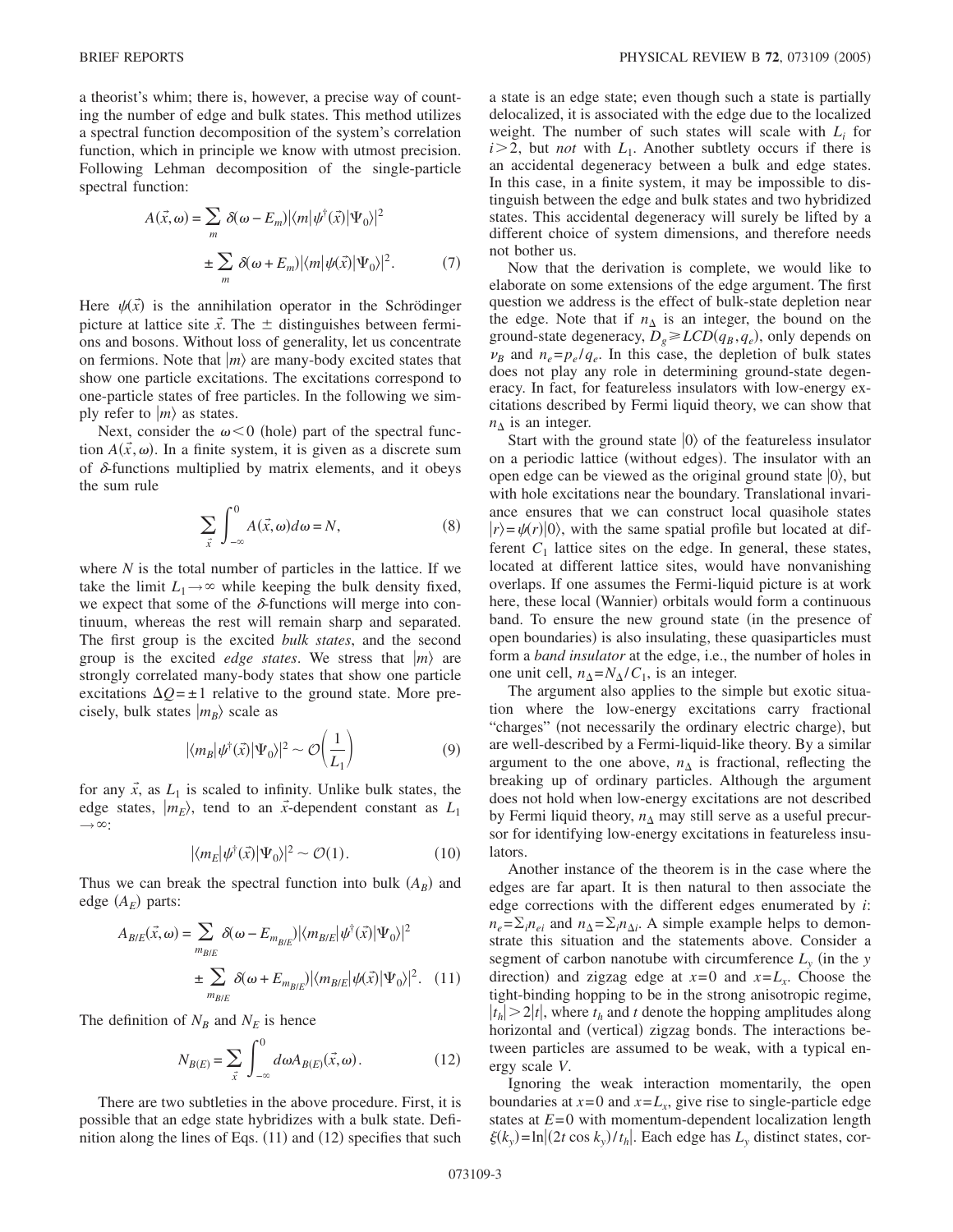a theorist's whim; there is, however, a precise way of counting the number of edge and bulk states. This method utilizes a spectral function decomposition of the system's correlation function, which in principle we know with utmost precision. Following Lehman decomposition of the single-particle spectral function:

$$A(\vec{x},\omega)=\sum_{m}\delta(\omega-E_m)|\langle m|\psi^{\dagger}(\vec{x})|\Psi_0\rangle|^2 \pm \sum_{m}\delta(\omega+E_m)|\langle m|\psi(\vec{x})|\Psi_0\rangle|^2. \quad (7)$$

Here $\psi(\vec{x})$ is the annihilation operator in the Schrödinger picture at lattice site $\vec{x}$. The $\pm$ distinguishes between fermions and bosons. Without loss of generality, let us concentrate on fermions. Note that $|m\rangle$ are many-body excited states that show one particle excitations. The excitations correspond to one-particle states of free particles. In the following we simply refer to $|m\rangle$ as states.

Next, consider the $\omega<0$ (hole) part of the spectral function $A(\vec{x},\omega)$. In a finite system, it is given as a discrete sum of $\delta$-functions multiplied by matrix elements, and it obeys the sum rule

$$\sum_{\vec{x}}\int_{-\infty}^{0}A(\vec{x},\omega)d\omega=N, \quad (8)$$

where $N$ is the total number of particles in the lattice. If we take the limit $L_1\to\infty$ while keeping the bulk density fixed, we expect that some of the $\delta$-functions will merge into continuum, whereas the rest will remain sharp and separated. The first group is the excited *bulk states*, and the second group is the excited *edge states*. We stress that $|m\rangle$ are strongly correlated many-body states that show one particle excitations $\Delta Q=\pm1$ relative to the ground state. More precisely, bulk states $|m_B\rangle$ scale as

$$|\langle m_B|\psi^{\dagger}(\vec{x})|\Psi_0\rangle|^2\sim\mathcal{O}\left(\frac{1}{L_1}\right) \quad (9)$$

for any $\vec{x}$, as $L_1$ is scaled to infinity. Unlike bulk states, the edge states, $|m_E\rangle$, tend to an $\vec{x}$-dependent constant as $L_1\to\infty$:

$$|\langle m_E|\psi^{\dagger}(\vec{x})|\Psi_0\rangle|^2\sim\mathcal{O}(1). \quad (10)$$

Thus we can break the spectral function into bulk ($A_B$) and edge ($A_E$) parts:

$$A_{B/E}(\vec{x},\omega)=\sum_{m_{B/E}}\delta(\omega-E_{m_{B/E}})|\langle m_{B/E}|\psi^{\dagger}(\vec{x})|\Psi_0\rangle|^2 \pm \sum_{m_{B/E}}\delta(\omega+E_{m_{B/E}})|\langle m_{B/E}|\psi(\vec{x})|\Psi_0\rangle|^2. \quad (11)$$

The definition of $N_B$ and $N_E$ is hence

$$N_{B(E)}=\sum_{\vec{x}}\int_{-\infty}^{0}d\omega A_{B(E)}(\vec{x},\omega). \quad (12)$$

There are two subtleties in the above procedure. First, it is possible that an edge state hybridizes with a bulk state. Definition along the lines of Eqs. (11) and (12) specifies that such a state is an edge state; even though such a state is partially delocalized, it is associated with the edge due to the localized weight. The number of such states will scale with $L_i$ for $i>2$, but *not* with $L_1$. Another subtlety occurs if there is an accidental degeneracy between a bulk and edge states. In this case, in a finite system, it may be impossible to distinguish between the edge and bulk states and two hybridized states. This accidental degeneracy will surely be lifted by a different choice of system dimensions, and therefore needs not bother us.

Now that the derivation is complete, we would like to elaborate on some extensions of the edge argument. The first question we address is the effect of bulk-state depletion near the edge. Note that if $n_\Delta$ is an integer, the bound on the ground-state degeneracy, $D_g\geq LCD(q_B,q_e)$, only depends on $\nu_B$ and $n_e=p_e/q_e$. In this case, the depletion of bulk states does not play any role in determining ground-state degeneracy. In fact, for featureless insulators with low-energy excitations described by Fermi liquid theory, we can show that $n_\Delta$ is an integer.

Start with the ground state $|0\rangle$ of the featureless insulator on a periodic lattice (without edges). The insulator with an open edge can be viewed as the original ground state $|0\rangle$, but with hole excitations near the boundary. Translational invariance ensures that we can construct local quasihole states $|r\rangle=\psi(r)|0\rangle$, with the same spatial profile but located at different $C_1$ lattice sites on the edge. In general, these states, located at different lattice sites, would have nonvanishing overlaps. If one assumes the Fermi-liquid picture is at work here, these local (Wannier) orbitals would form a continuous band. To ensure the new ground state (in the presence of open boundaries) is also insulating, these quasiparticles must form a *band insulator* at the edge, i.e., the number of holes in one unit cell, $n_\Delta=N_\Delta/C_1$, is an integer.

The argument also applies to the simple but exotic situation where the low-energy excitations carry fractional "charges" (not necessarily the ordinary electric charge), but are well-described by a Fermi-liquid-like theory. By a similar argument to the one above, $n_\Delta$ is fractional, reflecting the breaking up of ordinary particles. Although the argument does not hold when low-energy excitations are not described by Fermi liquid theory, $n_\Delta$ may still serve as a useful precursor for identifying low-energy excitations in featureless insulators.

Another instance of the theorem is in the case where the edges are far apart. It is then natural to then associate the edge corrections with the different edges enumerated by $i$: $n_e=\Sigma_i n_{ei}$ and $n_\Delta=\Sigma_i n_{\Delta i}$. A simple example helps to demonstrate this situation and the statements above. Consider a segment of carbon nanotube with circumference $L_y$ (in the $y$ direction) and zigzag edge at $x=0$ and $x=L_x$. Choose the tight-binding hopping to be in the strong anisotropic regime, $|t_h|>2|t|$, where $t_h$ and $t$ denote the hopping amplitudes along horizontal and (vertical) zigzag bonds. The interactions between particles are assumed to be weak, with a typical energy scale $V$.

Ignoring the weak interaction momentarily, the open boundaries at $x=0$ and $x=L_x$, give rise to single-particle edge states at $E=0$ with momentum-dependent localization length $\xi(k_y)=\ln|(2t\cos k_y)/t_h|$. Each edge has $L_y$ distinct states, cor-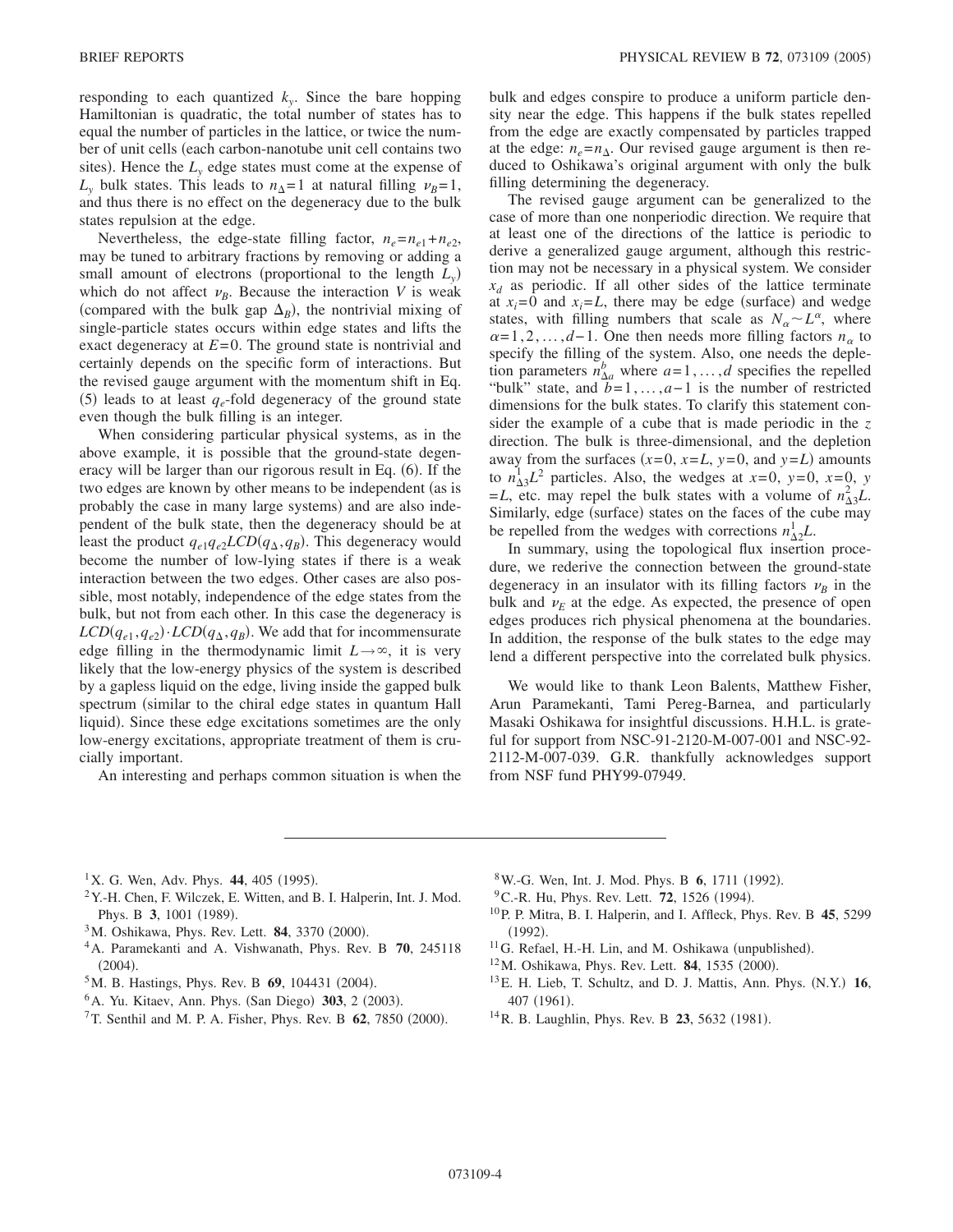responding to each quantized $k_y$. Since the bare hopping Hamiltonian is quadratic, the total number of states has to equal the number of particles in the lattice, or twice the number of unit cells (each carbon-nanotube unit cell contains two sites). Hence the $L_y$ edge states must come at the expense of $L_y$ bulk states. This leads to $n_\Delta=1$ at natural filling $\nu_B=1$, and thus there is no effect on the degeneracy due to the bulk states repulsion at the edge.

Nevertheless, the edge-state filling factor, $n_e=n_{e1}+n_{e2}$, may be tuned to arbitrary fractions by removing or adding a small amount of electrons (proportional to the length $L_y$) which do not affect $\nu_B$. Because the interaction $V$ is weak (compared with the bulk gap $\Delta_B$), the nontrivial mixing of single-particle states occurs within edge states and lifts the exact degeneracy at $E=0$. The ground state is nontrivial and certainly depends on the specific form of interactions. But the revised gauge argument with the momentum shift in Eq. (5) leads to at least $q_e$-fold degeneracy of the ground state even though the bulk filling is an integer.

When considering particular physical systems, as in the above example, it is possible that the ground-state degeneracy will be larger than our rigorous result in Eq. (6). If the two edges are known by other means to be independent (as is probably the case in many large systems) and are also independent of the bulk state, then the degeneracy should be at least the product $q_{e1}q_{e2}LCD(q_\Delta,q_B)$. This degeneracy would become the number of low-lying states if there is a weak interaction between the two edges. Other cases are also possible, most notably, independence of the edge states from the bulk, but not from each other. In this case the degeneracy is $LCD(q_{e1},q_{e2})\cdot LCD(q_\Delta,q_B)$. We add that for incommensurate edge filling in the thermodynamic limit $L\to\infty$, it is very likely that the low-energy physics of the system is described by a gapless liquid on the edge, living inside the gapped bulk spectrum (similar to the chiral edge states in quantum Hall liquid). Since these edge excitations sometimes are the only low-energy excitations, appropriate treatment of them is crucially important.

An interesting and perhaps common situation is when the bulk and edges conspire to produce a uniform particle density near the edge. This happens if the bulk states repelled from the edge are exactly compensated by particles trapped at the edge: $n_e=n_\Delta$. Our revised gauge argument is then reduced to Oshikawa's original argument with only the bulk filling determining the degeneracy.

The revised gauge argument can be generalized to the case of more than one nonperiodic direction. We require that at least one of the directions of the lattice is periodic to derive a generalized gauge argument, although this restriction may not be necessary in a physical system. We consider $x_d$ as periodic. If all other sides of the lattice terminate at $x_i=0$ and $x_i=L$, there may be edge (surface) and wedge states, with filling numbers that scale as $N_\alpha\sim L^\alpha$, where $\alpha=1,2,\ldots,d-1$. One then needs more filling factors $n_\alpha$ to specify the filling of the system. Also, one needs the depletion parameters $n^b_{\Delta a}$ where $a=1,\ldots,d$ specifies the repelled "bulk" state, and $b=1,\ldots,a-1$ is the number of restricted dimensions for the bulk states. To clarify this statement consider the example of a cube that is made periodic in the $z$ direction. The bulk is three-dimensional, and the depletion away from the surfaces ($x=0$, $x=L$, $y=0$, and $y=L$) amounts to $n^1_{\Delta 3}L^2$ particles. Also, the wedges at $x=0$, $y=0$, $x=0$, $y=L$, etc. may repel the bulk states with a volume of $n^2_{\Delta 3}L$. Similarly, edge (surface) states on the faces of the cube may be repelled from the wedges with corrections $n^1_{\Delta 2}L$.

In summary, using the topological flux insertion procedure, we rederive the connection between the ground-state degeneracy in an insulator with its filling factors $\nu_B$ in the bulk and $\nu_E$ at the edge. As expected, the presence of open edges produces rich physical phenomena at the boundaries. In addition, the response of the bulk states to the edge may lend a different perspective into the correlated bulk physics.

We would like to thank Leon Balents, Matthew Fisher, Arun Paramekanti, Tami Pereg-Barnea, and particularly Masaki Oshikawa for insightful discussions. H.H.L. is grateful for support from NSC-91-2120-M-007-001 and NSC-92-2112-M-007-039. G.R. thankfully acknowledges support from NSF fund PHY99-07949.

---

[1] X. G. Wen, Adv. Phys. **44**, 405 (1995).

[2] Y.-H. Chen, F. Wilczek, E. Witten, and B. I. Halperin, Int. J. Mod. Phys. B **3**, 1001 (1989).

[3] M. Oshikawa, Phys. Rev. Lett. **84**, 3370 (2000).

[4] A. Paramekanti and A. Vishwanath, Phys. Rev. B **70**, 245118 (2004).

[5] M. B. Hastings, Phys. Rev. B **69**, 104431 (2004).

[6] A. Yu. Kitaev, Ann. Phys. (San Diego) **303**, 2 (2003).

[7] T. Senthil and M. P. A. Fisher, Phys. Rev. B **62**, 7850 (2000).

[8] W.-G. Wen, Int. J. Mod. Phys. B **6**, 1711 (1992).

[9] C.-R. Hu, Phys. Rev. Lett. **72**, 1526 (1994).

[10] P. P. Mitra, B. I. Halperin, and I. Affleck, Phys. Rev. B **45**, 5299 (1992).

[11] G. Refael, H.-H. Lin, and M. Oshikawa (unpublished).

[12] M. Oshikawa, Phys. Rev. Lett. **84**, 1535 (2000).

[13] E. H. Lieb, T. Schultz, and D. J. Mattis, Ann. Phys. (N.Y.) **16**, 407 (1961).

[14] R. B. Laughlin, Phys. Rev. B **23**, 5632 (1981).